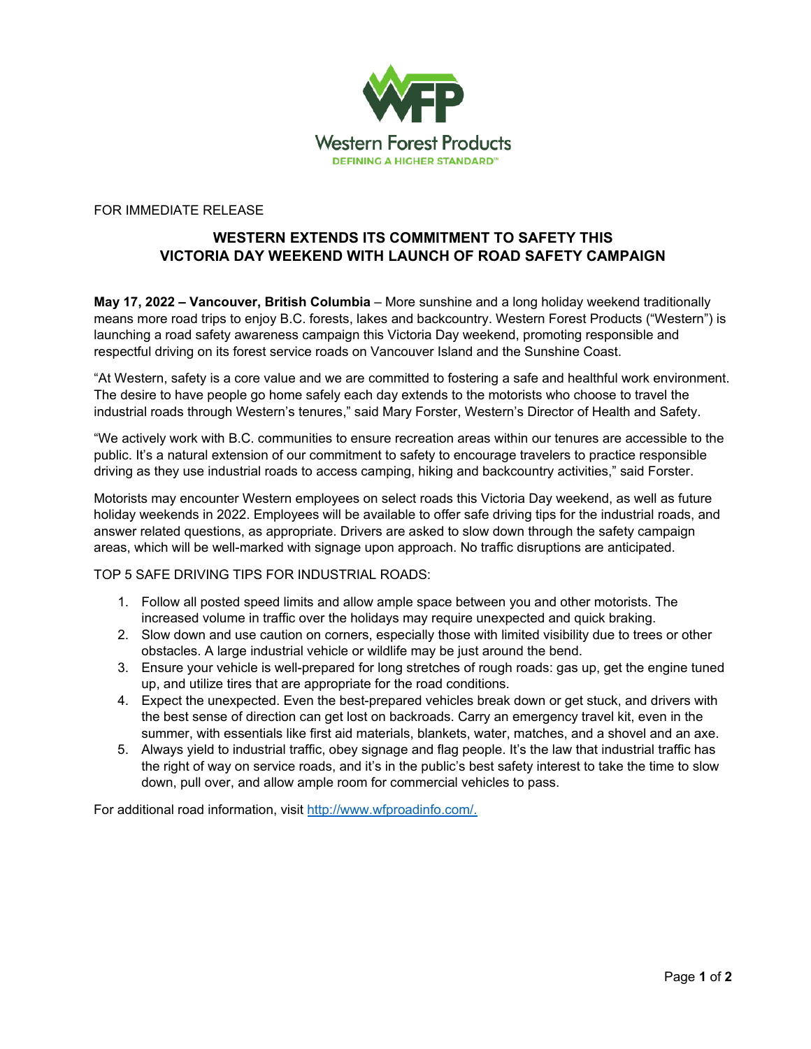Western Forest Products

DEFINING A HIGHER STANDARD™

FOR IMMEDIATE RELEASE

# WESTERN EXTENDS ITS COMMITMENT TO SAFETY THIS VICTORIA DAY WEEKEND WITH LAUNCH OF ROAD SAFETY CAMPAIGN

**May 17, 2022 – Vancouver, British Columbia** – More sunshine and a long holiday weekend traditionally means more road trips to enjoy B.C. forests, lakes and backcountry. Western Forest Products ("Western") is launching a road safety awareness campaign this Victoria Day weekend, promoting responsible and respectful driving on its forest service roads on Vancouver Island and the Sunshine Coast.

"At Western, safety is a core value and we are committed to fostering a safe and healthful work environment. The desire to have people go home safely each day extends to the motorists who choose to travel the industrial roads through Western's tenures," said Mary Forster, Western's Director of Health and Safety.

"We actively work with B.C. communities to ensure recreation areas within our tenures are accessible to the public. It's a natural extension of our commitment to safety to encourage travelers to practice responsible driving as they use industrial roads to access camping, hiking and backcountry activities," said Forster.

Motorists may encounter Western employees on select roads this Victoria Day weekend, as well as future holiday weekends in 2022. Employees will be available to offer safe driving tips for the industrial roads, and answer related questions, as appropriate. Drivers are asked to slow down through the safety campaign areas, which will be well-marked with signage upon approach. No traffic disruptions are anticipated.

TOP 5 SAFE DRIVING TIPS FOR INDUSTRIAL ROADS:

1. Follow all posted speed limits and allow ample space between you and other motorists. The increased volume in traffic over the holidays may require unexpected and quick braking.
2. Slow down and use caution on corners, especially those with limited visibility due to trees or other obstacles. A large industrial vehicle or wildlife may be just around the bend.
3. Ensure your vehicle is well-prepared for long stretches of rough roads: gas up, get the engine tuned up, and utilize tires that are appropriate for the road conditions.
4. Expect the unexpected. Even the best-prepared vehicles break down or get stuck, and drivers with the best sense of direction can get lost on backroads. Carry an emergency travel kit, even in the summer, with essentials like first aid materials, blankets, water, matches, and a shovel and an axe.
5. Always yield to industrial traffic, obey signage and flag people. It's the law that industrial traffic has the right of way on service roads, and it's in the public's best safety interest to take the time to slow down, pull over, and allow ample room for commercial vehicles to pass.

For additional road information, visit [http://www.wfproadinfo.com/.](http://www.wfproadinfo.com/)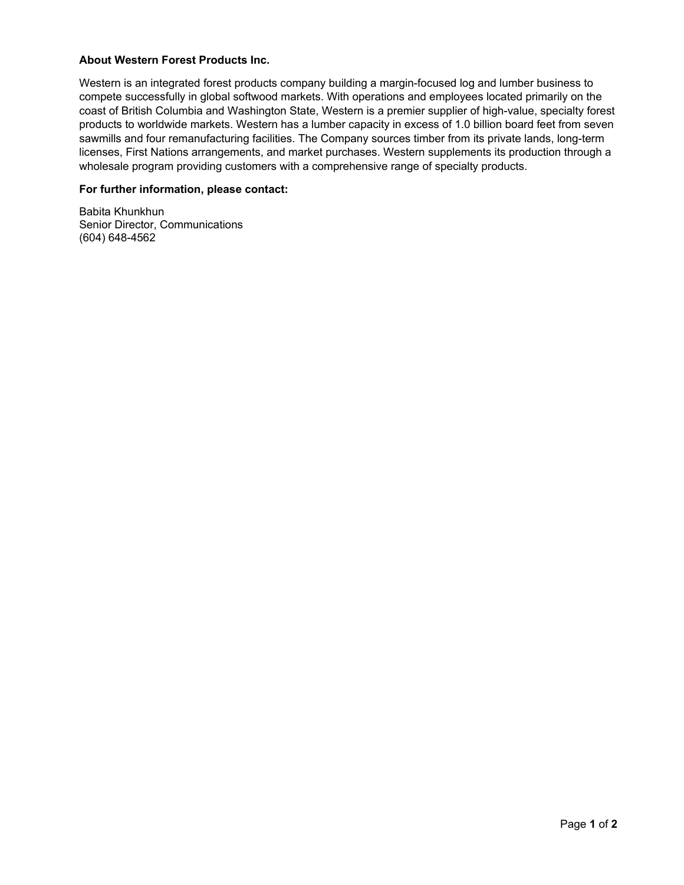**About Western Forest Products Inc.**

Western is an integrated forest products company building a margin-focused log and lumber business to compete successfully in global softwood markets. With operations and employees located primarily on the coast of British Columbia and Washington State, Western is a premier supplier of high-value, specialty forest products to worldwide markets. Western has a lumber capacity in excess of 1.0 billion board feet from seven sawmills and four remanufacturing facilities. The Company sources timber from its private lands, long-term licenses, First Nations arrangements, and market purchases. Western supplements its production through a wholesale program providing customers with a comprehensive range of specialty products.

**For further information, please contact:**

Babita Khunkhun
Senior Director, Communications
(604) 648-4562